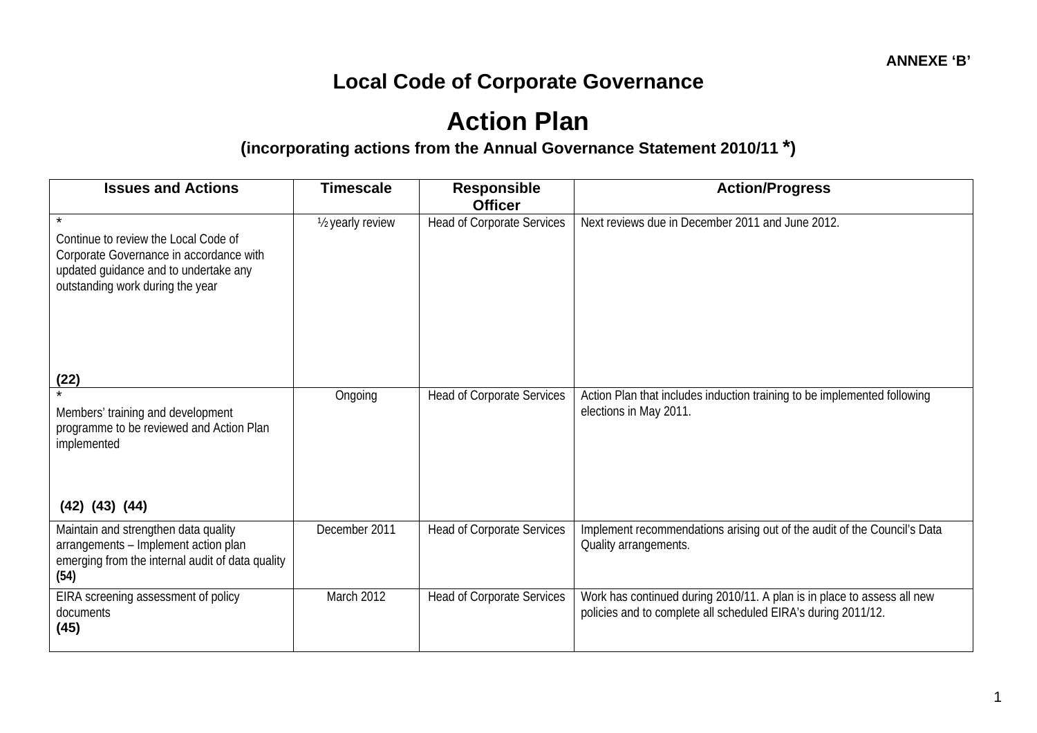**ANNEXE 'B'**

# Local Code of Corporate Governance

# Action Plan

### (incorporating actions from the Annual Governance Statement 2010/11 *)

| Issues and Actions | Timescale | Responsible Officer | Action/Progress |
|---|---|---|---|
| * Continue to review the Local Code of Corporate Governance in accordance with updated guidance and to undertake any outstanding work during the year **(22)** | ½ yearly review | Head of Corporate Services | Next reviews due in December 2011 and June 2012. |
| * Members' training and development programme to be reviewed and Action Plan implemented **(42) (43) (44)** | Ongoing | Head of Corporate Services | Action Plan that includes induction training to be implemented following elections in May 2011. |
| Maintain and strengthen data quality arrangements – Implement action plan emerging from the internal audit of data quality **(54)** | December 2011 | Head of Corporate Services | Implement recommendations arising out of the audit of the Council's Data Quality arrangements. |
| EIRA screening assessment of policy documents **(45)** | March 2012 | Head of Corporate Services | Work has continued during 2010/11. A plan is in place to assess all new policies and to complete all scheduled EIRA's during 2011/12. |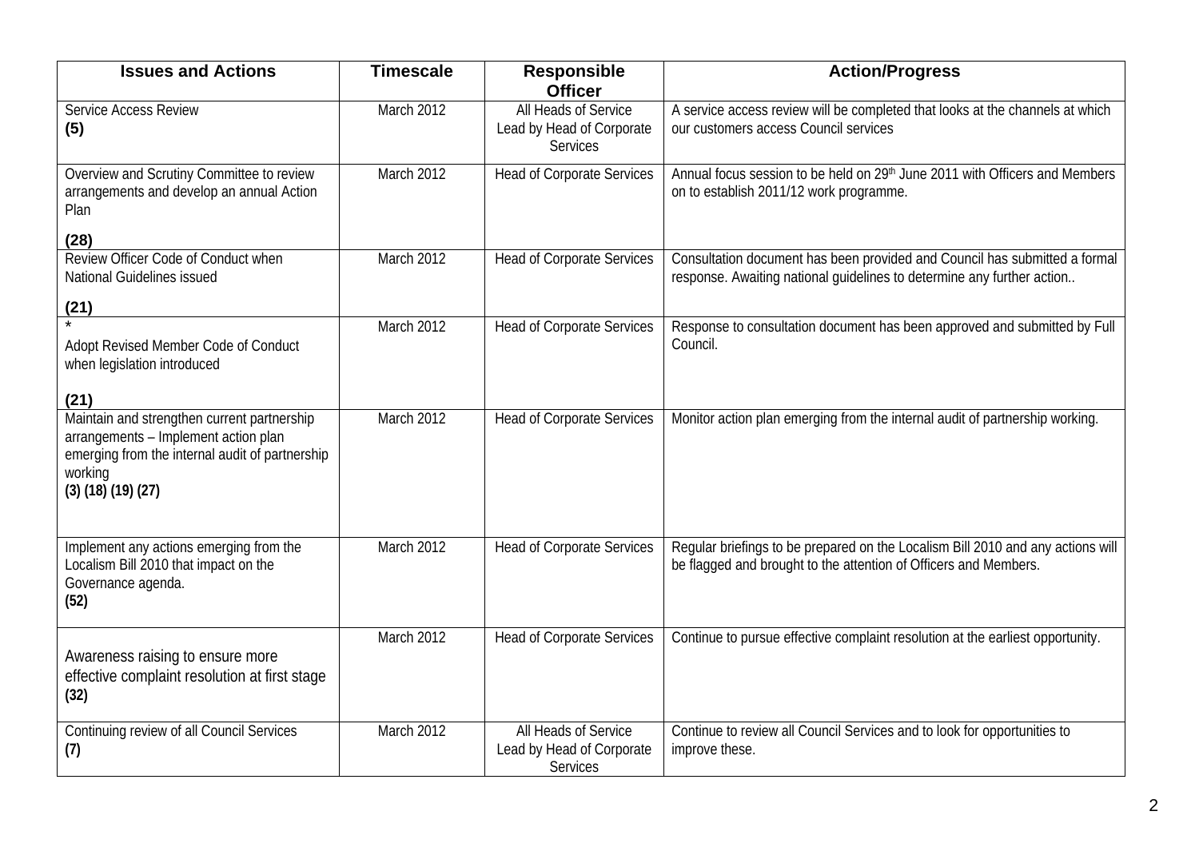| Issues and Actions | Timescale | Responsible Officer | Action/Progress |
| --- | --- | --- | --- |
| Service Access Review **(5)** | March 2012 | All Heads of Service Lead by Head of Corporate Services | A service access review will be completed that looks at the channels at which our customers access Council services |
| Overview and Scrutiny Committee to review arrangements and develop an annual Action Plan **(28)** | March 2012 | Head of Corporate Services | Annual focus session to be held on 29th June 2011 with Officers and Members on to establish 2011/12 work programme. |
| Review Officer Code of Conduct when National Guidelines issued **(21)** | March 2012 | Head of Corporate Services | Consultation document has been provided and Council has submitted a formal response. Awaiting national guidelines to determine any further action.. |
| * Adopt Revised Member Code of Conduct when legislation introduced **(21)** | March 2012 | Head of Corporate Services | Response to consultation document has been approved and submitted by Full Council. |
| Maintain and strengthen current partnership arrangements – Implement action plan emerging from the internal audit of partnership working **(3) (18) (19) (27)** | March 2012 | Head of Corporate Services | Monitor action plan emerging from the internal audit of partnership working. |
| Implement any actions emerging from the Localism Bill 2010 that impact on the Governance agenda. **(52)** | March 2012 | Head of Corporate Services | Regular briefings to be prepared on the Localism Bill 2010 and any actions will be flagged and brought to the attention of Officers and Members. |
| Awareness raising to ensure more effective complaint resolution at first stage **(32)** | March 2012 | Head of Corporate Services | Continue to pursue effective complaint resolution at the earliest opportunity. |
| Continuing review of all Council Services **(7)** | March 2012 | All Heads of Service Lead by Head of Corporate Services | Continue to review all Council Services and to look for opportunities to improve these. |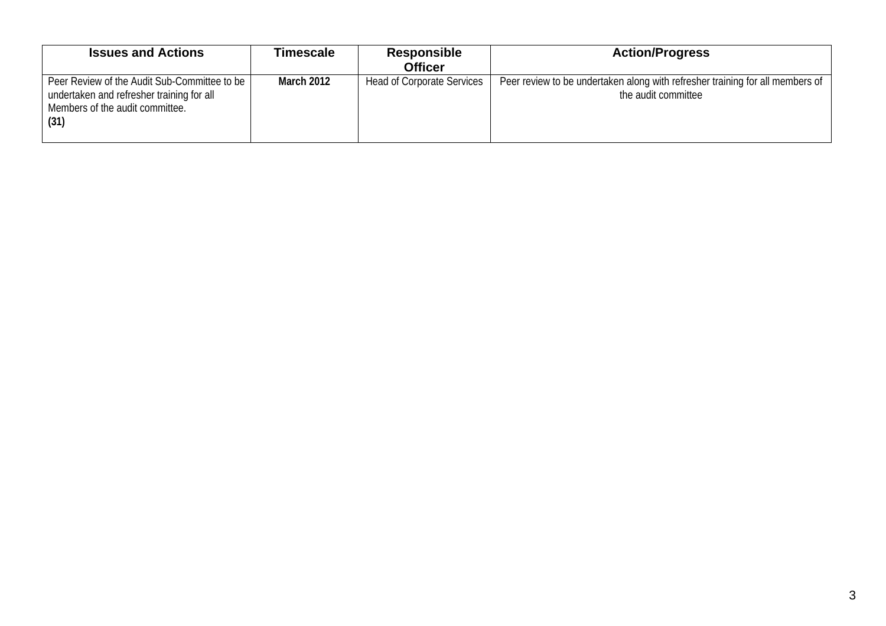| Issues and Actions | Timescale | Responsible Officer | Action/Progress |
|---|---|---|---|
| Peer Review of the Audit Sub-Committee to be undertaken and refresher training for all Members of the audit committee. **(31)** | **March 2012** | Head of Corporate Services | Peer review to be undertaken along with refresher training for all members of the audit committee |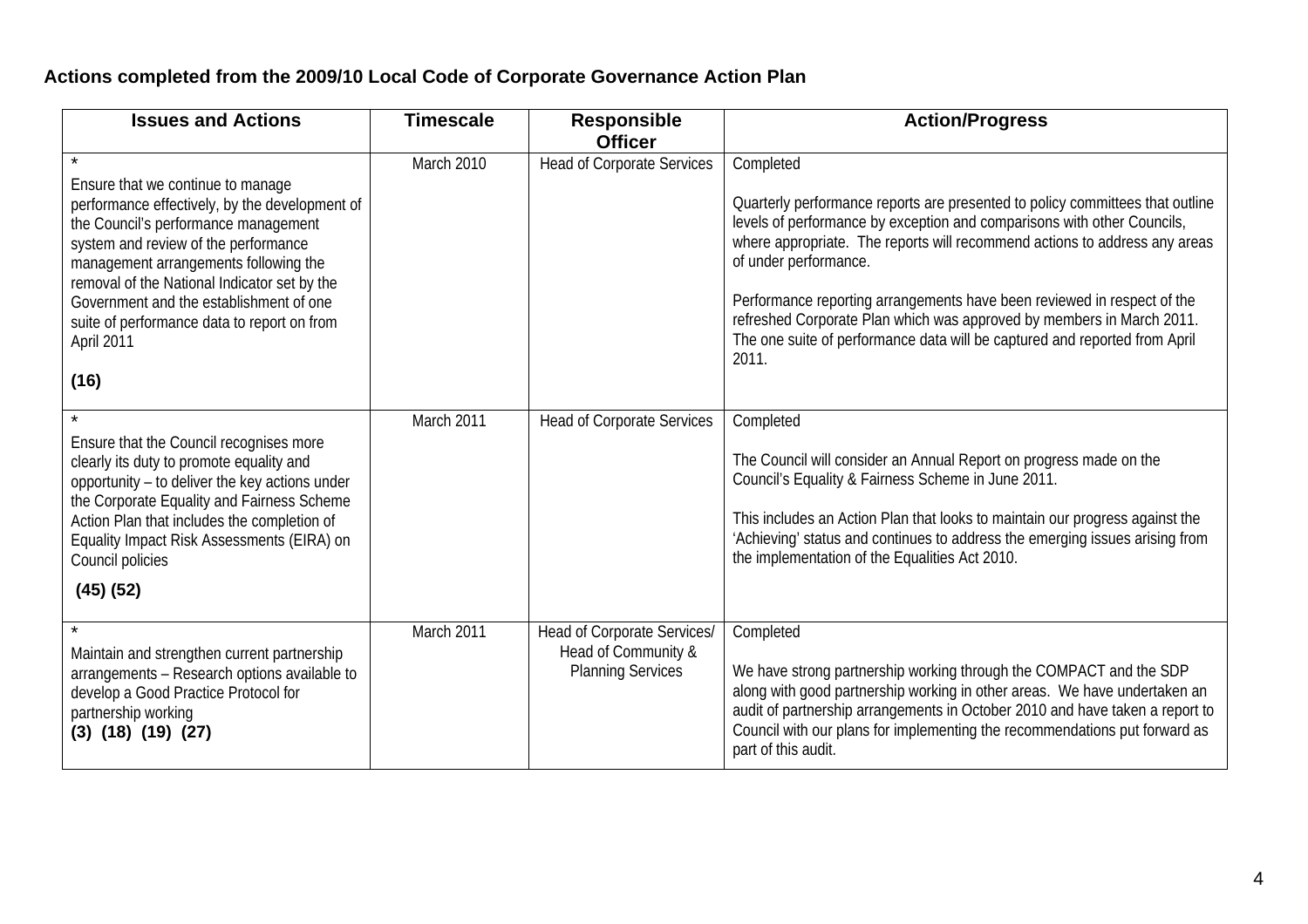**Actions completed from the 2009/10 Local Code of Corporate Governance Action Plan**

| Issues and Actions | Timescale | Responsible Officer | Action/Progress |
|---|---|---|---|
| * <br>Ensure that we continue to manage performance effectively, by the development of the Council's performance management system and review of the performance management arrangements following the removal of the National Indicator set by the Government and the establishment of one suite of performance data to report on from April 2011<br><br>**(16)** | March 2010 | Head of Corporate Services | Completed<br><br>Quarterly performance reports are presented to policy committees that outline levels of performance by exception and comparisons with other Councils, where appropriate. The reports will recommend actions to address any areas of under performance.<br><br>Performance reporting arrangements have been reviewed in respect of the refreshed Corporate Plan which was approved by members in March 2011. The one suite of performance data will be captured and reported from April 2011. |
| * <br>Ensure that the Council recognises more clearly its duty to promote equality and opportunity – to deliver the key actions under the Corporate Equality and Fairness Scheme Action Plan that includes the completion of Equality Impact Risk Assessments (EIRA) on Council policies<br><br>**(45) (52)** | March 2011 | Head of Corporate Services | Completed<br><br>The Council will consider an Annual Report on progress made on the Council's Equality & Fairness Scheme in June 2011.<br><br>This includes an Action Plan that looks to maintain our progress against the 'Achieving' status and continues to address the emerging issues arising from the implementation of the Equalities Act 2010. |
| * <br>Maintain and strengthen current partnership arrangements – Research options available to develop a Good Practice Protocol for partnership working<br>**(3) (18) (19) (27)** | March 2011 | Head of Corporate Services/ Head of Community & Planning Services | Completed<br><br>We have strong partnership working through the COMPACT and the SDP along with good partnership working in other areas. We have undertaken an audit of partnership arrangements in October 2010 and have taken a report to Council with our plans for implementing the recommendations put forward as part of this audit. |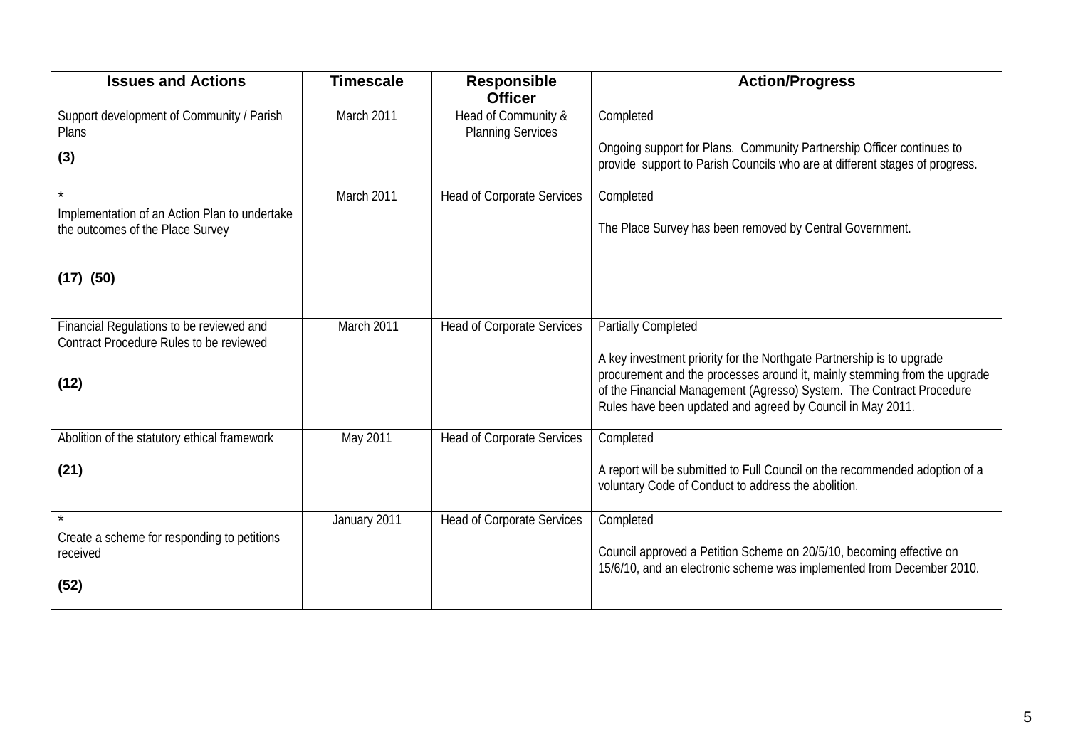| Issues and Actions | Timescale | Responsible Officer | Action/Progress |
|---|---|---|---|
| Support development of Community / Parish Plans<br><br>**(3)** | March 2011 | Head of Community & Planning Services | Completed<br><br>Ongoing support for Plans. Community Partnership Officer continues to provide support to Parish Councils who are at different stages of progress. |
| *<br>Implementation of an Action Plan to undertake the outcomes of the Place Survey<br><br>**(17) (50)** | March 2011 | Head of Corporate Services | Completed<br><br>The Place Survey has been removed by Central Government. |
| Financial Regulations to be reviewed and Contract Procedure Rules to be reviewed<br><br>**(12)** | March 2011 | Head of Corporate Services | Partially Completed<br><br>A key investment priority for the Northgate Partnership is to upgrade procurement and the processes around it, mainly stemming from the upgrade of the Financial Management (Agresso) System. The Contract Procedure Rules have been updated and agreed by Council in May 2011. |
| Abolition of the statutory ethical framework<br><br>**(21)** | May 2011 | Head of Corporate Services | Completed<br><br>A report will be submitted to Full Council on the recommended adoption of a voluntary Code of Conduct to address the abolition. |
| *<br>Create a scheme for responding to petitions received<br><br>**(52)** | January 2011 | Head of Corporate Services | Completed<br><br>Council approved a Petition Scheme on 20/5/10, becoming effective on 15/6/10, and an electronic scheme was implemented from December 2010. |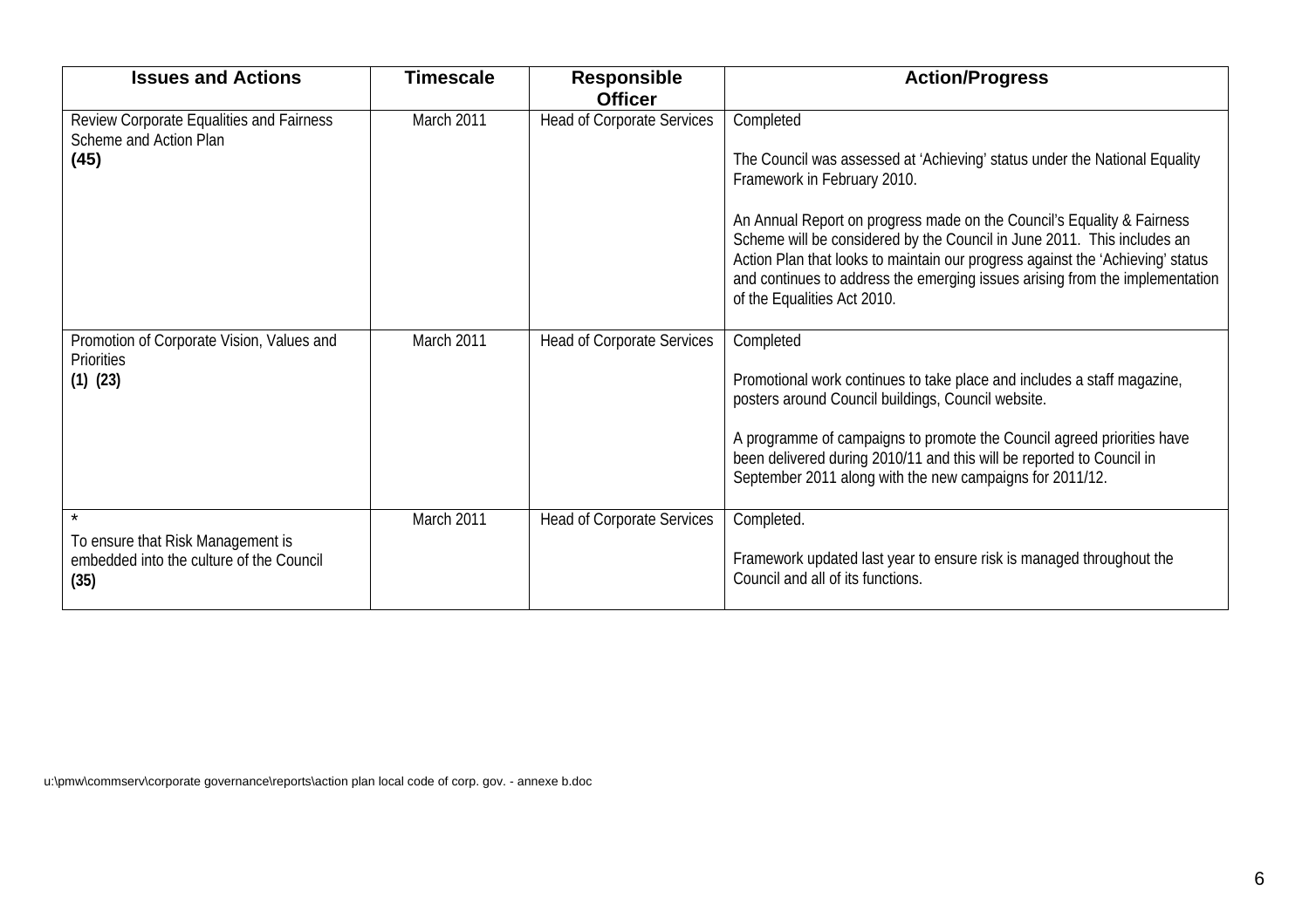| Issues and Actions | Timescale | Responsible Officer | Action/Progress |
| --- | --- | --- | --- |
| Review Corporate Equalities and Fairness Scheme and Action Plan **(45)** | March 2011 | Head of Corporate Services | Completed<br><br>The Council was assessed at 'Achieving' status under the National Equality Framework in February 2010.<br><br>An Annual Report on progress made on the Council's Equality & Fairness Scheme will be considered by the Council in June 2011. This includes an Action Plan that looks to maintain our progress against the 'Achieving' status and continues to address the emerging issues arising from the implementation of the Equalities Act 2010. |
| Promotion of Corporate Vision, Values and Priorities **(1) (23)** | March 2011 | Head of Corporate Services | Completed<br><br>Promotional work continues to take place and includes a staff magazine, posters around Council buildings, Council website.<br><br>A programme of campaigns to promote the Council agreed priorities have been delivered during 2010/11 and this will be reported to Council in September 2011 along with the new campaigns for 2011/12. |
| * To ensure that Risk Management is embedded into the culture of the Council **(35)** | March 2011 | Head of Corporate Services | Completed.<br><br>Framework updated last year to ensure risk is managed throughout the Council and all of its functions. |

u:\pmw\commserv\corporate governance\reports\action plan local code of corp. gov. - annexe b.doc